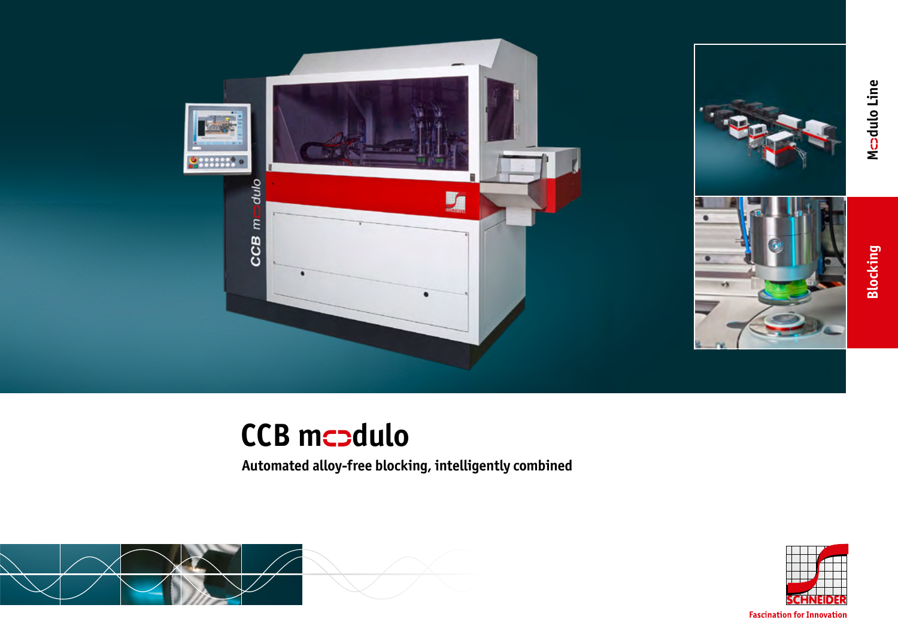Modulo Line

Blocking

# CCB modulo

**Automated alloy-free blocking, intelligently combined**

SCHNEIDER

Fascination for Innovation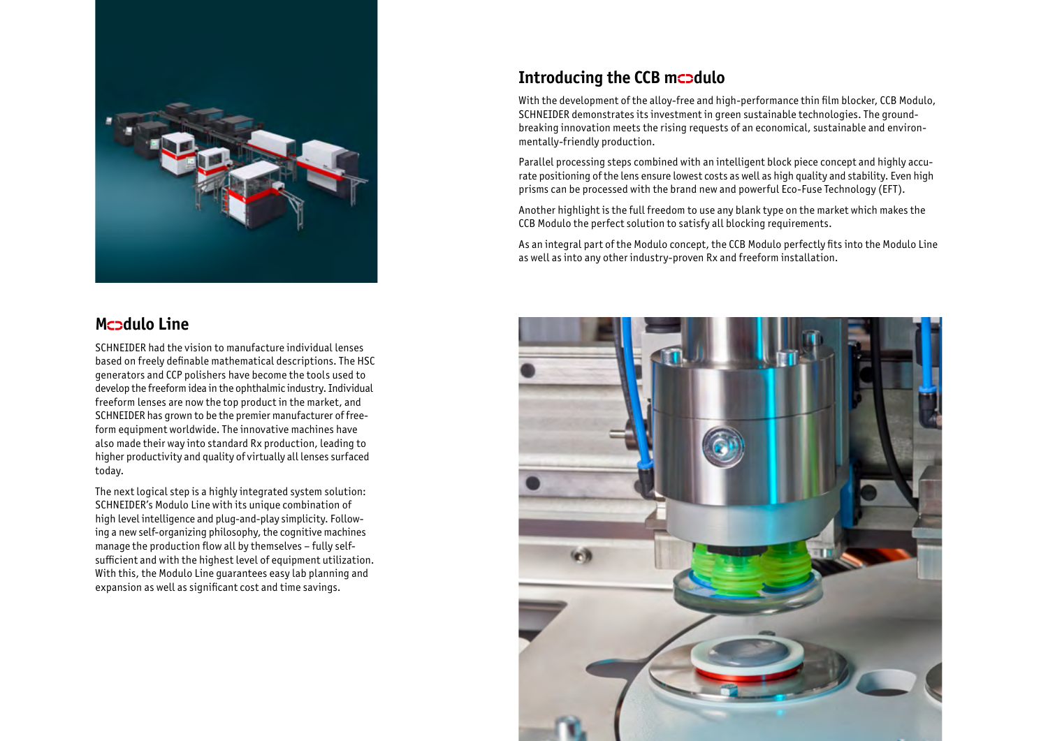## Modulo Line

SCHNEIDER had the vision to manufacture individual lenses based on freely definable mathematical descriptions. The HSC generators and CCP polishers have become the tools used to develop the freeform idea in the ophthalmic industry. Individual freeform lenses are now the top product in the market, and SCHNEIDER has grown to be the premier manufacturer of freeform equipment worldwide. The innovative machines have also made their way into standard Rx production, leading to higher productivity and quality of virtually all lenses surfaced today.

The next logical step is a highly integrated system solution: SCHNEIDER's Modulo Line with its unique combination of high level intelligence and plug-and-play simplicity. Following a new self-organizing philosophy, the cognitive machines manage the production flow all by themselves – fully self-sufficient and with the highest level of equipment utilization. With this, the Modulo Line guarantees easy lab planning and expansion as well as significant cost and time savings.

## Introducing the CCB Modulo

With the development of the alloy-free and high-performance thin film blocker, CCB Modulo, SCHNEIDER demonstrates its investment in green sustainable technologies. The groundbreaking innovation meets the rising requests of an economical, sustainable and environmentally-friendly production.

Parallel processing steps combined with an intelligent block piece concept and highly accurate positioning of the lens ensure lowest costs as well as high quality and stability. Even high prisms can be processed with the brand new and powerful Eco-Fuse Technology (EFT).

Another highlight is the full freedom to use any blank type on the market which makes the CCB Modulo the perfect solution to satisfy all blocking requirements.

As an integral part of the Modulo concept, the CCB Modulo perfectly fits into the Modulo Line as well as into any other industry-proven Rx and freeform installation.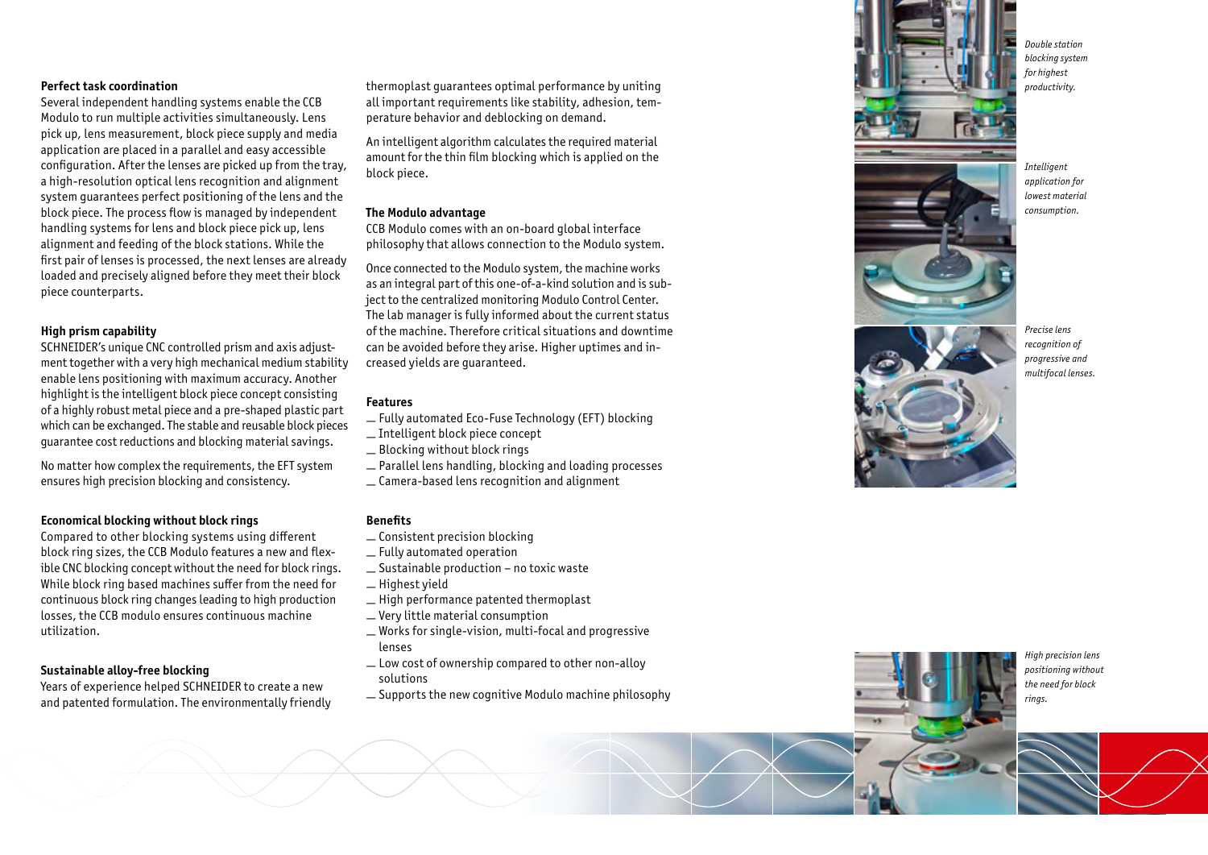### Perfect task coordination

Several independent handling systems enable the CCB Modulo to run multiple activities simultaneously. Lens pick up, lens measurement, block piece supply and media application are placed in a parallel and easy accessible configuration. After the lenses are picked up from the tray, a high-resolution optical lens recognition and alignment system guarantees perfect positioning of the lens and the block piece. The process flow is managed by independent handling systems for lens and block piece pick up, lens alignment and feeding of the block stations. While the first pair of lenses is processed, the next lenses are already loaded and precisely aligned before they meet their block piece counterparts.

### High prism capability

SCHNEIDER's unique CNC controlled prism and axis adjustment together with a very high mechanical medium stability enable lens positioning with maximum accuracy. Another highlight is the intelligent block piece concept consisting of a highly robust metal piece and a pre-shaped plastic part which can be exchanged. The stable and reusable block pieces guarantee cost reductions and blocking material savings.

No matter how complex the requirements, the EFT system ensures high precision blocking and consistency.

### Economical blocking without block rings

Compared to other blocking systems using different block ring sizes, the CCB Modulo features a new and flexible CNC blocking concept without the need for block rings. While block ring based machines suffer from the need for continuous block ring changes leading to high production losses, the CCB modulo ensures continuous machine utilization.

### Sustainable alloy-free blocking

Years of experience helped SCHNEIDER to create a new and patented formulation. The environmentally friendly thermoplast guarantees optimal performance by uniting all important requirements like stability, adhesion, temperature behavior and deblocking on demand.

An intelligent algorithm calculates the required material amount for the thin film blocking which is applied on the block piece.

### The Modulo advantage

CCB Modulo comes with an on-board global interface philosophy that allows connection to the Modulo system.

Once connected to the Modulo system, the machine works as an integral part of this one-of-a-kind solution and is subject to the centralized monitoring Modulo Control Center. The lab manager is fully informed about the current status of the machine. Therefore critical situations and downtime can be avoided before they arise. Higher uptimes and increased yields are guaranteed.

### Features

- Fully automated Eco-Fuse Technology (EFT) blocking
- Intelligent block piece concept
- Blocking without block rings
- Parallel lens handling, blocking and loading processes
- Camera-based lens recognition and alignment

### Benefits

- Consistent precision blocking
- Fully automated operation
- Sustainable production – no toxic waste
- Highest yield
- High performance patented thermoplast
- Very little material consumption
- Works for single-vision, multi-focal and progressive lenses
- Low cost of ownership compared to other non-alloy solutions
- Supports the new cognitive Modulo machine philosophy

*Double station blocking system for highest productivity.*

*Intelligent application for lowest material consumption.*

*Precise lens recognition of progressive and multifocal lenses.*

*High precision lens positioning without the need for block rings.*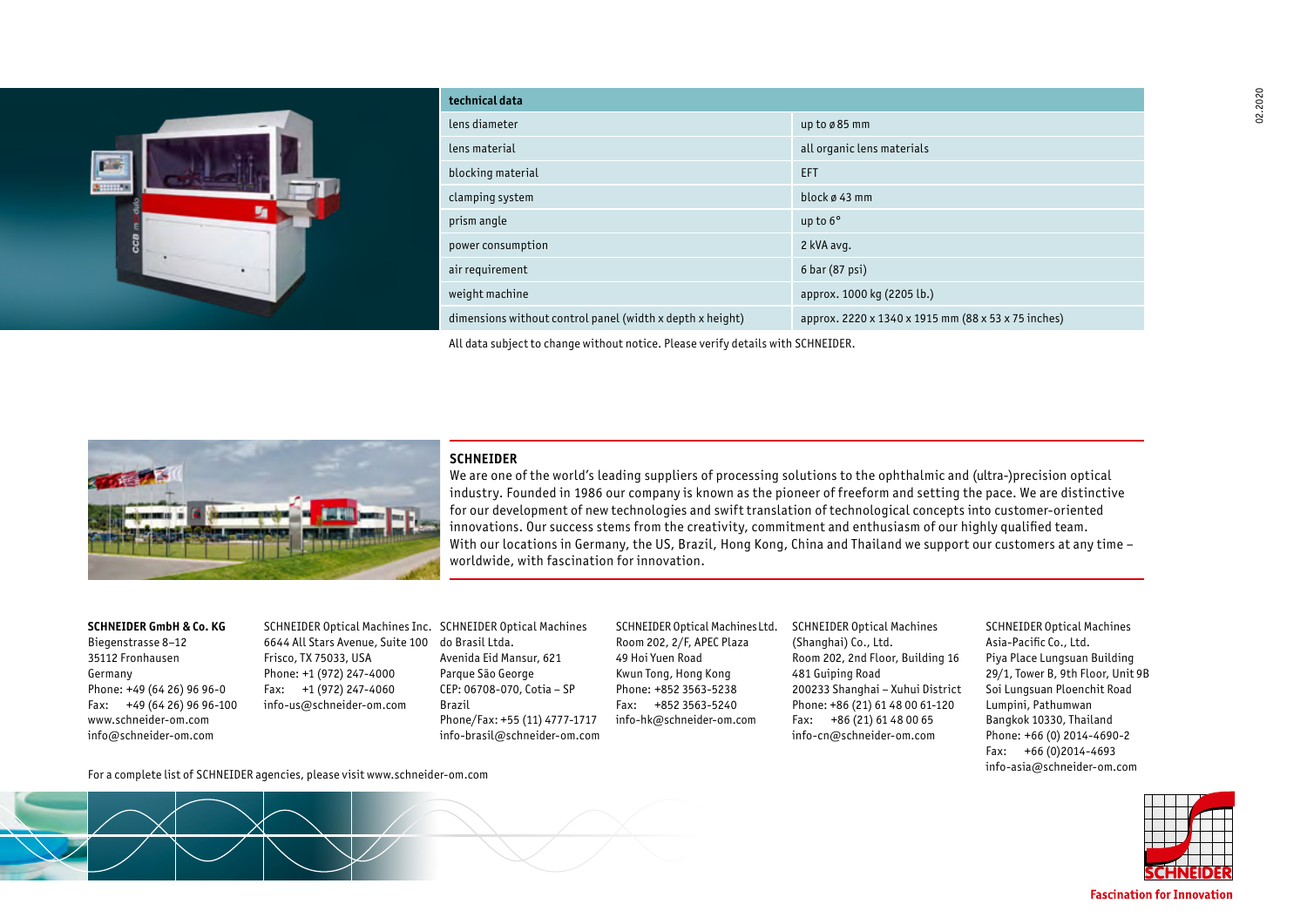| technical data | |
|---|---|
| lens diameter | up to ø 85 mm |
| lens material | all organic lens materials |
| blocking material | EFT |
| clamping system | block ø 43 mm |
| prism angle | up to 6° |
| power consumption | 2 kVA avg. |
| air requirement | 6 bar (87 psi) |
| weight machine | approx. 1000 kg (2205 lb.) |
| dimensions without control panel (width x depth x height) | approx. 2220 x 1340 x 1915 mm (88 x 53 x 75 inches) |

All data subject to change without notice. Please verify details with SCHNEIDER.

**SCHNEIDER**

We are one of the world's leading suppliers of processing solutions to the ophthalmic and (ultra-)precision optical industry. Founded in 1986 our company is known as the pioneer of freeform and setting the pace. We are distinctive for our development of new technologies and swift translation of technological concepts into customer-oriented innovations. Our success stems from the creativity, commitment and enthusiasm of our highly qualified team. With our locations in Germany, the US, Brazil, Hong Kong, China and Thailand we support our customers at any time – worldwide, with fascination for innovation.

**SCHNEIDER GmbH & Co. KG**
Biegenstrasse 8–12
35112 Fronhausen
Germany
Phone: +49 (64 26) 96 96-0
Fax: +49 (64 26) 96 96-100
www.schneider-om.com
info@schneider-om.com

SCHNEIDER Optical Machines Inc.
6644 All Stars Avenue, Suite 100
Frisco, TX 75033, USA
Phone: +1 (972) 247-4000
Fax: +1 (972) 247-4060
info-us@schneider-om.com

SCHNEIDER Optical Machines do Brasil Ltda.
Avenida Eid Mansur, 621
Parque São George
CEP: 06708-070, Cotia – SP
Brazil
Phone/Fax: +55 (11) 4777-1717
info-brasil@schneider-om.com

SCHNEIDER Optical Machines Ltd.
Room 202, 2/F, APEC Plaza
49 Hoi Yuen Road
Kwun Tong, Hong Kong
Phone: +852 3563-5238
Fax: +852 3563-5240
info-hk@schneider-om.com

SCHNEIDER Optical Machines (Shanghai) Co., Ltd.
Room 202, 2nd Floor, Building 16
481 Guiping Road
200233 Shanghai – Xuhui District
Phone: +86 (21) 61 48 00 61-120
Fax: +86 (21) 61 48 00 65
info-cn@schneider-om.com

SCHNEIDER Optical Machines Asia-Pacific Co., Ltd.
Piya Place Lungsuan Building
29/1, Tower B, 9th Floor, Unit 9B
Soi Lungsuan Ploenchit Road
Lumpini, Pathumwan
Bangkok 10330, Thailand
Phone: +66 (0) 2014-4690-2
Fax: +66 (0)2014-4693
info-asia@schneider-om.com

For a complete list of SCHNEIDER agencies, please visit www.schneider-om.com

Fascination for Innovation